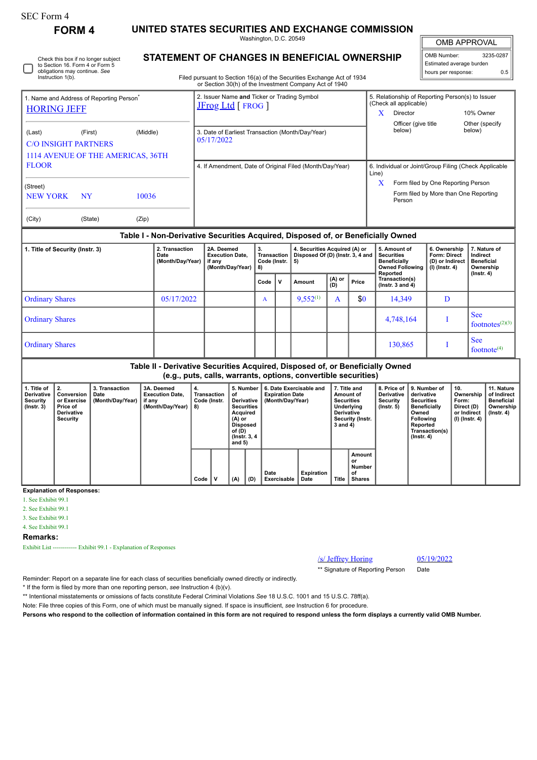SEC Form 4

**FORM 4**

# UNITED STATES SECURITIES AND EXCHANGE COMMISSION

Washington, D.C. 20549

## STATEMENT OF CHANGES IN BENEFICIAL OWNERSHIP

Filed pursuant to Section 16(a) of the Securities Exchange Act of 1934 or Section 30(h) of the Investment Company Act of 1940

| OMB APPROVAL | |
|---|---|
| OMB Number: | 3235-0287 |
| Estimated average burden | |
| hours per response: | 0.5 |

☐ Check this box if no longer subject to Section 16. Form 4 or Form 5 obligations may continue. *See* Instruction 1(b).

| 1. Name and Address of Reporting Person* | 2. Issuer Name **and** Ticker or Trading Symbol | 5. Relationship of Reporting Person(s) to Issuer (Check all applicable) |
|---|---|---|
| HORING JEFF | JFrog Ltd [ FROG ] | X Director; 10% Owner; Officer (give title below); Other (specify below) |
| (Last) (First) (Middle) C/O INSIGHT PARTNERS 1114 AVENUE OF THE AMERICAS, 36TH FLOOR | 3. Date of Earliest Transaction (Month/Day/Year) 05/17/2022 | |
| (Street) NEW YORK NY 10036 | 4. If Amendment, Date of Original Filed (Month/Day/Year) | 6. Individual or Joint/Group Filing (Check Applicable Line) X Form filed by One Reporting Person; Form filed by More than One Reporting Person |
| (City) (State) (Zip) | | |

### Table I - Non-Derivative Securities Acquired, Disposed of, or Beneficially Owned

| 1. Title of Security (Instr. 3) | 2. Transaction Date (Month/Day/Year) | 2A. Deemed Execution Date, if any (Month/Day/Year) | 3. Transaction Code (Instr. 8) | | 4. Securities Acquired (A) or Disposed Of (D) (Instr. 3, 4 and 5) | | | 5. Amount of Securities Beneficially Owned Following Reported Transaction(s) (Instr. 3 and 4) | 6. Ownership Form: Direct (D) or Indirect (I) (Instr. 4) | 7. Nature of Indirect Beneficial Ownership (Instr. 4) |
|---|---|---|---|---|---|---|---|---|---|---|
| | | | Code | V | Amount | (A) or (D) | Price | | | |
| Ordinary Shares | 05/17/2022 | | A | | 9,552[1] | A | $0 | 14,349 | D | |
| Ordinary Shares | | | | | | | | 4,748,164 | I | See footnotes[2][3] |
| Ordinary Shares | | | | | | | | 130,865 | I | See footnote[4] |

### Table II - Derivative Securities Acquired, Disposed of, or Beneficially Owned (e.g., puts, calls, warrants, options, convertible securities)

| 1. Title of Derivative Security (Instr. 3) | 2. Conversion or Exercise Price of Derivative Security | 3. Transaction Date (Month/Day/Year) | 3A. Deemed Execution Date, if any (Month/Day/Year) | 4. Transaction Code (Instr. 8) | | 5. Number of Derivative Securities Acquired (A) or Disposed of (D) (Instr. 3, 4 and 5) | | 6. Date Exercisable and Expiration Date (Month/Day/Year) | | 7. Title and Amount of Securities Underlying Derivative Security (Instr. 3 and 4) | | 8. Price of Derivative Security (Instr. 5) | 9. Number of derivative Securities Beneficially Owned Following Reported Transaction(s) (Instr. 4) | 10. Ownership Form: Direct (D) or Indirect (I) (Instr. 4) | 11. Nature of Indirect Beneficial Ownership (Instr. 4) |
|---|---|---|---|---|---|---|---|---|---|---|---|---|---|---|---|
| | | | | Code | V | (A) | (D) | Date Exercisable | Expiration Date | Title | Amount or Number of Shares | | | | |

**Explanation of Responses:**

1. See Exhibit 99.1
2. See Exhibit 99.1
3. See Exhibit 99.1
4. See Exhibit 99.1

**Remarks:**

Exhibit List ------------ Exhibit 99.1 - Explanation of Responses

| /s/ Jeffrey Horing | 05/19/2022 |
|---|---|
| ** Signature of Reporting Person | Date |

Reminder: Report on a separate line for each class of securities beneficially owned directly or indirectly.

\* If the form is filed by more than one reporting person, *see* Instruction 4 (b)(v).

** Intentional misstatements or omissions of facts constitute Federal Criminal Violations *See* 18 U.S.C. 1001 and 15 U.S.C. 78ff(a).

Note: File three copies of this Form, one of which must be manually signed. If space is insufficient, *see* Instruction 6 for procedure.

**Persons who respond to the collection of information contained in this form are not required to respond unless the form displays a currently valid OMB Number.**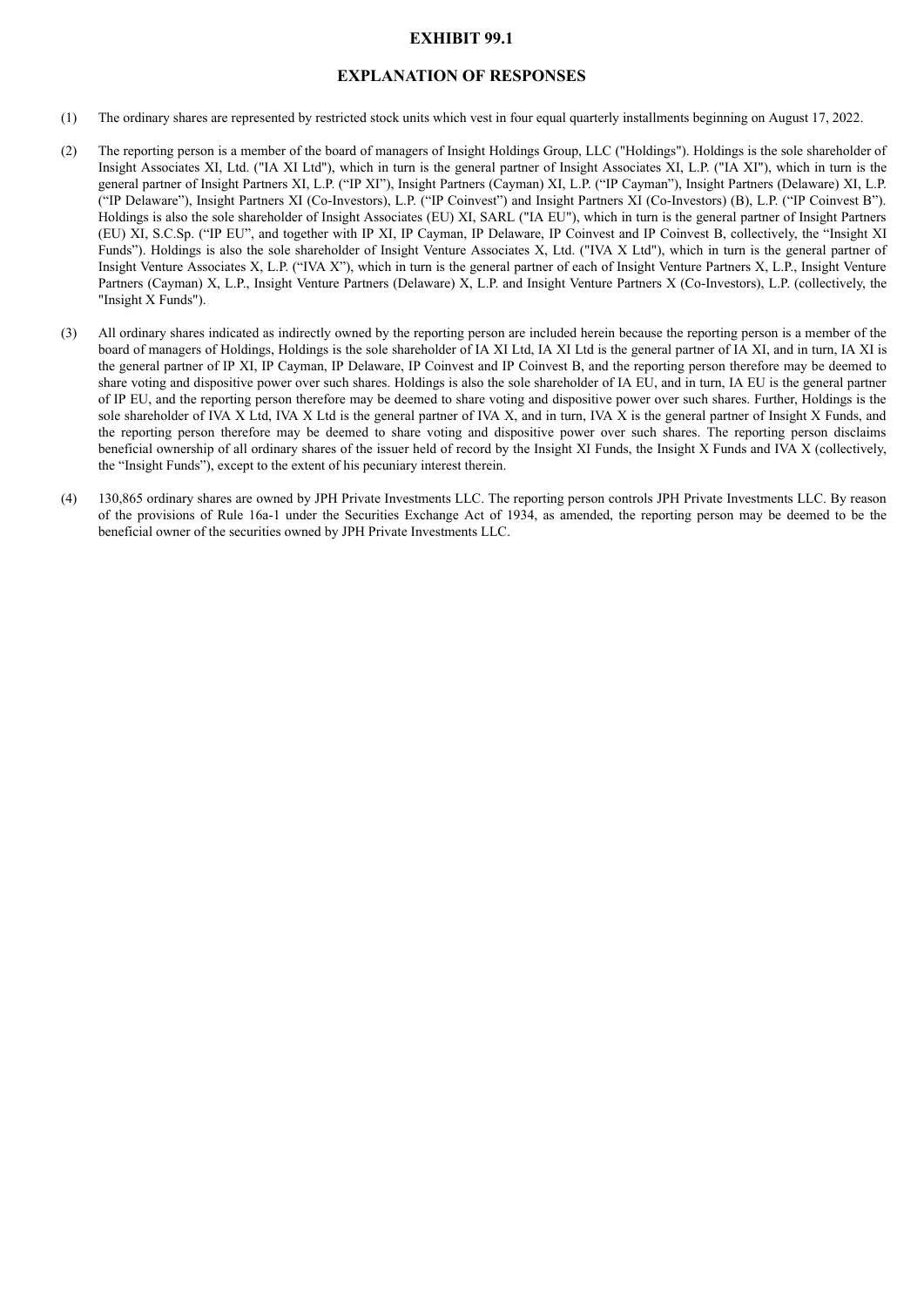# EXHIBIT 99.1

## EXPLANATION OF RESPONSES

(1) The ordinary shares are represented by restricted stock units which vest in four equal quarterly installments beginning on August 17, 2022.

(2) The reporting person is a member of the board of managers of Insight Holdings Group, LLC ("Holdings"). Holdings is the sole shareholder of Insight Associates XI, Ltd. ("IA XI Ltd"), which in turn is the general partner of Insight Associates XI, L.P. ("IA XI"), which in turn is the general partner of Insight Partners XI, L.P. ("IP XI"), Insight Partners (Cayman) XI, L.P. ("IP Cayman"), Insight Partners (Delaware) XI, L.P. ("IP Delaware"), Insight Partners XI (Co-Investors), L.P. ("IP Coinvest") and Insight Partners XI (Co-Investors) (B), L.P. ("IP Coinvest B"). Holdings is also the sole shareholder of Insight Associates (EU) XI, SARL ("IA EU"), which in turn is the general partner of Insight Partners (EU) XI, S.C.Sp. ("IP EU", and together with IP XI, IP Cayman, IP Delaware, IP Coinvest and IP Coinvest B, collectively, the "Insight XI Funds"). Holdings is also the sole shareholder of Insight Venture Associates X, Ltd. ("IVA X Ltd"), which in turn is the general partner of Insight Venture Associates X, L.P. ("IVA X"), which in turn is the general partner of each of Insight Venture Partners X, L.P., Insight Venture Partners (Cayman) X, L.P., Insight Venture Partners (Delaware) X, L.P. and Insight Venture Partners X (Co-Investors), L.P. (collectively, the "Insight X Funds").

(3) All ordinary shares indicated as indirectly owned by the reporting person are included herein because the reporting person is a member of the board of managers of Holdings, Holdings is the sole shareholder of IA XI Ltd, IA XI Ltd is the general partner of IA XI, and in turn, IA XI is the general partner of IP XI, IP Cayman, IP Delaware, IP Coinvest and IP Coinvest B, and the reporting person therefore may be deemed to share voting and dispositive power over such shares. Holdings is also the sole shareholder of IA EU, and in turn, IA EU is the general partner of IP EU, and the reporting person therefore may be deemed to share voting and dispositive power over such shares. Further, Holdings is the sole shareholder of IVA X Ltd, IVA X Ltd is the general partner of IVA X, and in turn, IVA X is the general partner of Insight X Funds, and the reporting person therefore may be deemed to share voting and dispositive power over such shares. The reporting person disclaims beneficial ownership of all ordinary shares of the issuer held of record by the Insight XI Funds, the Insight X Funds and IVA X (collectively, the "Insight Funds"), except to the extent of his pecuniary interest therein.

(4) 130,865 ordinary shares are owned by JPH Private Investments LLC. The reporting person controls JPH Private Investments LLC. By reason of the provisions of Rule 16a-1 under the Securities Exchange Act of 1934, as amended, the reporting person may be deemed to be the beneficial owner of the securities owned by JPH Private Investments LLC.